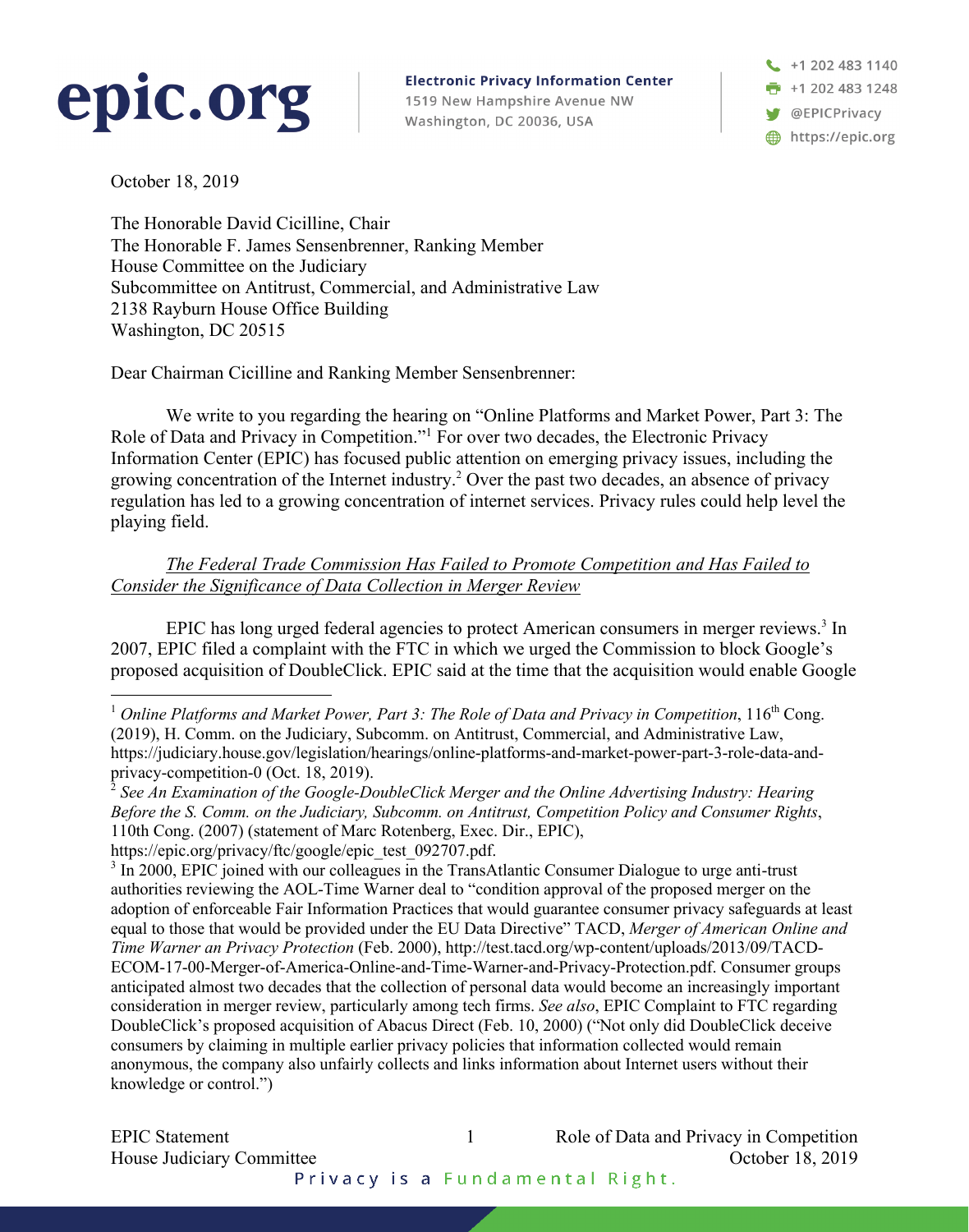epic.org

**Electronic Privacy Information Center**
1519 New Hampshire Avenue NW
Washington, DC 20036, USA

+1 202 483 1140
+1 202 483 1248
@EPICPrivacy
https://epic.org

October 18, 2019

The Honorable David Cicilline, Chair
The Honorable F. James Sensenbrenner, Ranking Member
House Committee on the Judiciary
Subcommittee on Antitrust, Commercial, and Administrative Law
2138 Rayburn House Office Building
Washington, DC 20515

Dear Chairman Cicilline and Ranking Member Sensenbrenner:

We write to you regarding the hearing on "Online Platforms and Market Power, Part 3: The Role of Data and Privacy in Competition."[1] For over two decades, the Electronic Privacy Information Center (EPIC) has focused public attention on emerging privacy issues, including the growing concentration of the Internet industry.[2] Over the past two decades, an absence of privacy regulation has led to a growing concentration of internet services. Privacy rules could help level the playing field.

*The Federal Trade Commission Has Failed to Promote Competition and Has Failed to Consider the Significance of Data Collection in Merger Review*

EPIC has long urged federal agencies to protect American consumers in merger reviews.[3] In 2007, EPIC filed a complaint with the FTC in which we urged the Commission to block Google's proposed acquisition of DoubleClick. EPIC said at the time that the acquisition would enable Google

---

[1] *Online Platforms and Market Power, Part 3: The Role of Data and Privacy in Competition*, 116th Cong. (2019), H. Comm. on the Judiciary, Subcomm. on Antitrust, Commercial, and Administrative Law, https://judiciary.house.gov/legislation/hearings/online-platforms-and-market-power-part-3-role-data-and-privacy-competition-0 (Oct. 18, 2019).

[2] *See An Examination of the Google-DoubleClick Merger and the Online Advertising Industry: Hearing Before the S. Comm. on the Judiciary, Subcomm. on Antitrust, Competition Policy and Consumer Rights*, 110th Cong. (2007) (statement of Marc Rotenberg, Exec. Dir., EPIC), https://epic.org/privacy/ftc/google/epic_test_092707.pdf.

[3] In 2000, EPIC joined with our colleagues in the TransAtlantic Consumer Dialogue to urge anti-trust authorities reviewing the AOL-Time Warner deal to "condition approval of the proposed merger on the adoption of enforceable Fair Information Practices that would guarantee consumer privacy safeguards at least equal to those that would be provided under the EU Data Directive" TACD, *Merger of American Online and Time Warner an Privacy Protection* (Feb. 2000), http://test.tacd.org/wp-content/uploads/2013/09/TACD-ECOM-17-00-Merger-of-America-Online-and-Time-Warner-and-Privacy-Protection.pdf. Consumer groups anticipated almost two decades that the collection of personal data would become an increasingly important consideration in merger review, particularly among tech firms. *See also*, EPIC Complaint to FTC regarding DoubleClick's proposed acquisition of Abacus Direct (Feb. 10, 2000) ("Not only did DoubleClick deceive consumers by claiming in multiple earlier privacy policies that information collected would remain anonymous, the company also unfairly collects and links information about Internet users without their knowledge or control.")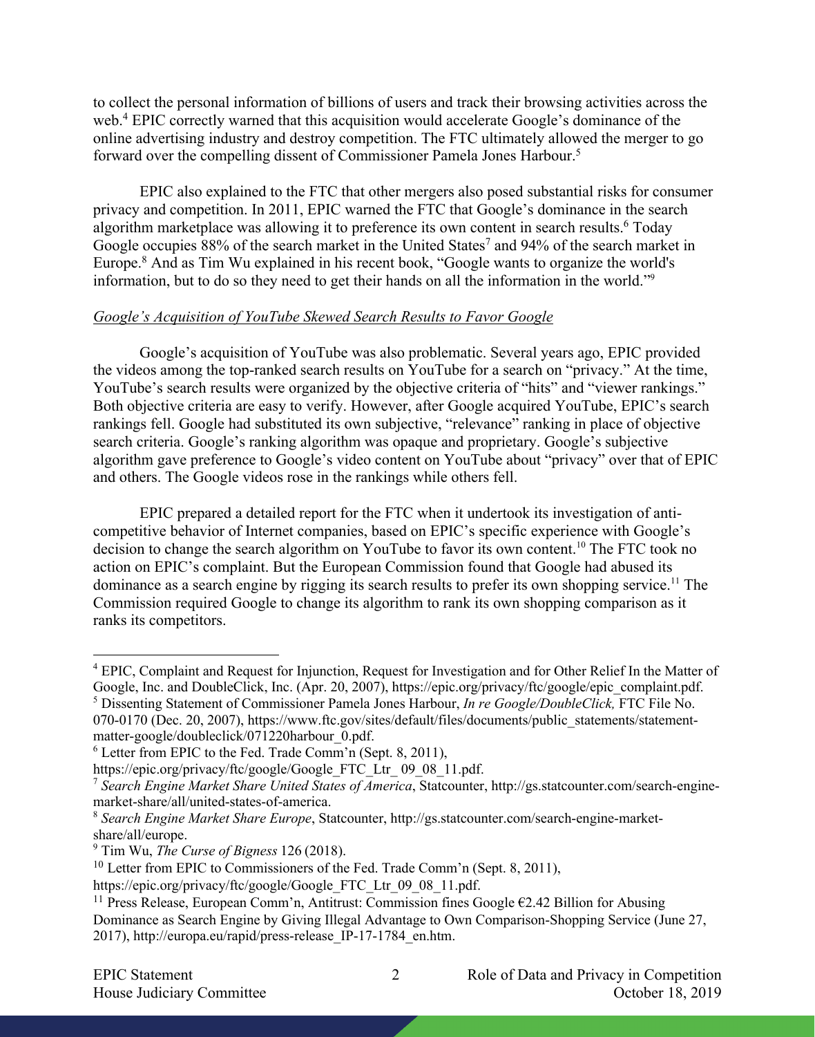to collect the personal information of billions of users and track their browsing activities across the web.[4] EPIC correctly warned that this acquisition would accelerate Google's dominance of the online advertising industry and destroy competition. The FTC ultimately allowed the merger to go forward over the compelling dissent of Commissioner Pamela Jones Harbour.[5]

EPIC also explained to the FTC that other mergers also posed substantial risks for consumer privacy and competition. In 2011, EPIC warned the FTC that Google's dominance in the search algorithm marketplace was allowing it to preference its own content in search results.[6] Today Google occupies 88% of the search market in the United States[7] and 94% of the search market in Europe.[8] And as Tim Wu explained in his recent book, "Google wants to organize the world's information, but to do so they need to get their hands on all the information in the world."[9]

*Google's Acquisition of YouTube Skewed Search Results to Favor Google*

Google's acquisition of YouTube was also problematic. Several years ago, EPIC provided the videos among the top-ranked search results on YouTube for a search on "privacy." At the time, YouTube's search results were organized by the objective criteria of "hits" and "viewer rankings." Both objective criteria are easy to verify. However, after Google acquired YouTube, EPIC's search rankings fell. Google had substituted its own subjective, "relevance" ranking in place of objective search criteria. Google's ranking algorithm was opaque and proprietary. Google's subjective algorithm gave preference to Google's video content on YouTube about "privacy" over that of EPIC and others. The Google videos rose in the rankings while others fell.

EPIC prepared a detailed report for the FTC when it undertook its investigation of anti-competitive behavior of Internet companies, based on EPIC's specific experience with Google's decision to change the search algorithm on YouTube to favor its own content.[10] The FTC took no action on EPIC's complaint. But the European Commission found that Google had abused its dominance as a search engine by rigging its search results to prefer its own shopping service.[11] The Commission required Google to change its algorithm to rank its own shopping comparison as it ranks its competitors.

---

[4] EPIC, Complaint and Request for Injunction, Request for Investigation and for Other Relief In the Matter of Google, Inc. and DoubleClick, Inc. (Apr. 20, 2007), https://epic.org/privacy/ftc/google/epic_complaint.pdf.

[5] Dissenting Statement of Commissioner Pamela Jones Harbour, *In re Google/DoubleClick,* FTC File No. 070-0170 (Dec. 20, 2007), https://www.ftc.gov/sites/default/files/documents/public_statements/statement-matter-google/doubleclick/071220harbour_0.pdf.

[6] Letter from EPIC to the Fed. Trade Comm'n (Sept. 8, 2011), https://epic.org/privacy/ftc/google/Google_FTC_Ltr_09_08_11.pdf.

[7] *Search Engine Market Share United States of America*, Statcounter, http://gs.statcounter.com/search-engine-market-share/all/united-states-of-america.

[8] *Search Engine Market Share Europe*, Statcounter, http://gs.statcounter.com/search-engine-market-share/all/europe.

[9] Tim Wu, *The Curse of Bigness* 126 (2018).

[10] Letter from EPIC to Commissioners of the Fed. Trade Comm'n (Sept. 8, 2011), https://epic.org/privacy/ftc/google/Google_FTC_Ltr_09_08_11.pdf.

[11] Press Release, European Comm'n, Antitrust: Commission fines Google €2.42 Billion for Abusing Dominance as Search Engine by Giving Illegal Advantage to Own Comparison-Shopping Service (June 27, 2017), http://europa.eu/rapid/press-release_IP-17-1784_en.htm.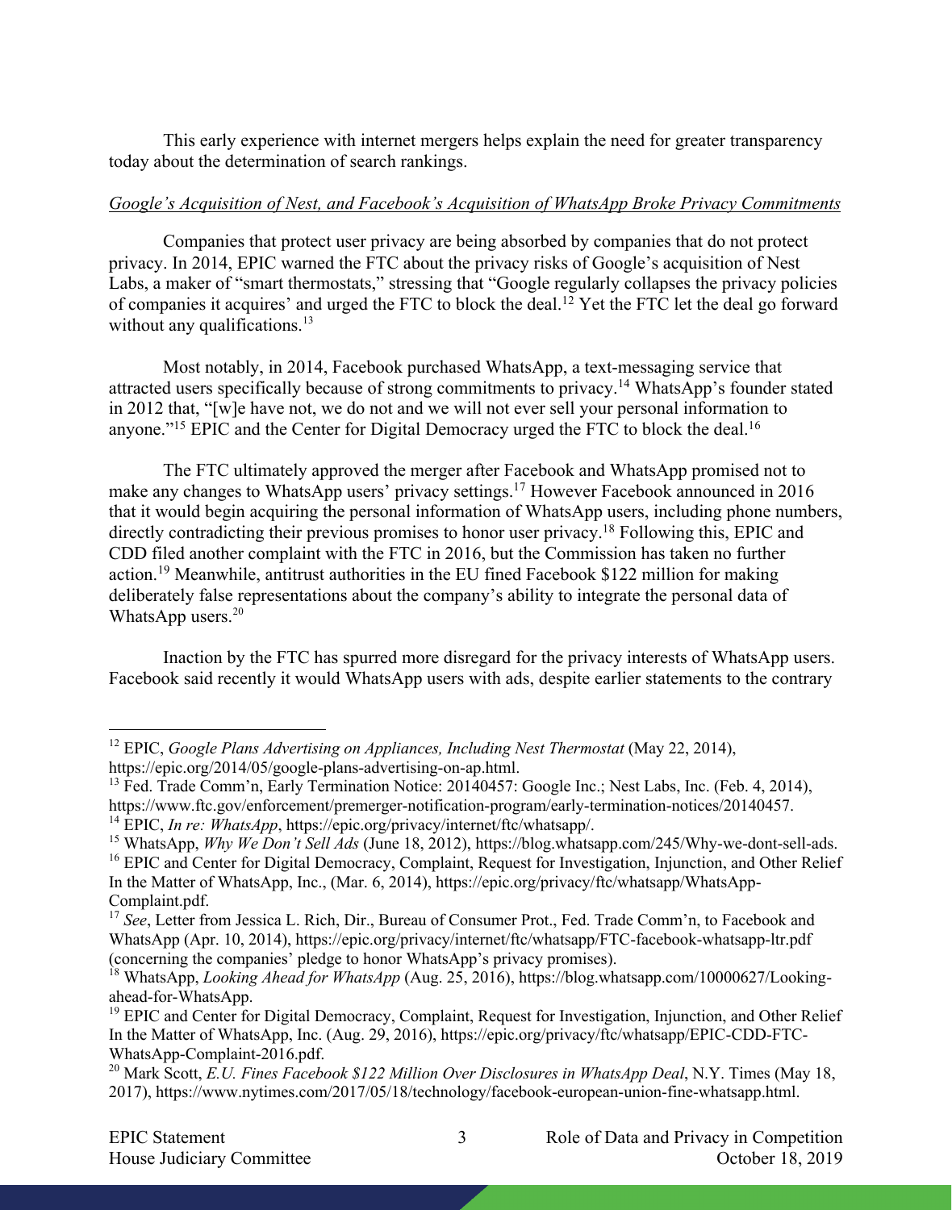This early experience with internet mergers helps explain the need for greater transparency today about the determination of search rankings.

*Google's Acquisition of Nest, and Facebook's Acquisition of WhatsApp Broke Privacy Commitments*

Companies that protect user privacy are being absorbed by companies that do not protect privacy. In 2014, EPIC warned the FTC about the privacy risks of Google's acquisition of Nest Labs, a maker of "smart thermostats," stressing that "Google regularly collapses the privacy policies of companies it acquires' and urged the FTC to block the deal.[12] Yet the FTC let the deal go forward without any qualifications.[13]

Most notably, in 2014, Facebook purchased WhatsApp, a text-messaging service that attracted users specifically because of strong commitments to privacy.[14] WhatsApp's founder stated in 2012 that, "[w]e have not, we do not and we will not ever sell your personal information to anyone."[15] EPIC and the Center for Digital Democracy urged the FTC to block the deal.[16]

The FTC ultimately approved the merger after Facebook and WhatsApp promised not to make any changes to WhatsApp users' privacy settings.[17] However Facebook announced in 2016 that it would begin acquiring the personal information of WhatsApp users, including phone numbers, directly contradicting their previous promises to honor user privacy.[18] Following this, EPIC and CDD filed another complaint with the FTC in 2016, but the Commission has taken no further action.[19] Meanwhile, antitrust authorities in the EU fined Facebook $122 million for making deliberately false representations about the company's ability to integrate the personal data of WhatsApp users.[20]

Inaction by the FTC has spurred more disregard for the privacy interests of WhatsApp users. Facebook said recently it would WhatsApp users with ads, despite earlier statements to the contrary

---

[12] EPIC, *Google Plans Advertising on Appliances, Including Nest Thermostat* (May 22, 2014), https://epic.org/2014/05/google-plans-advertising-on-ap.html.

[13] Fed. Trade Comm'n, Early Termination Notice: 20140457: Google Inc.; Nest Labs, Inc. (Feb. 4, 2014), https://www.ftc.gov/enforcement/premerger-notification-program/early-termination-notices/20140457.

[14] EPIC, *In re: WhatsApp*, https://epic.org/privacy/internet/ftc/whatsapp/.

[15] WhatsApp, *Why We Don't Sell Ads* (June 18, 2012), https://blog.whatsapp.com/245/Why-we-dont-sell-ads.

[16] EPIC and Center for Digital Democracy, Complaint, Request for Investigation, Injunction, and Other Relief In the Matter of WhatsApp, Inc., (Mar. 6, 2014), https://epic.org/privacy/ftc/whatsapp/WhatsApp-Complaint.pdf.

[17] *See*, Letter from Jessica L. Rich, Dir., Bureau of Consumer Prot., Fed. Trade Comm'n, to Facebook and WhatsApp (Apr. 10, 2014), https://epic.org/privacy/internet/ftc/whatsapp/FTC-facebook-whatsapp-ltr.pdf (concerning the companies' pledge to honor WhatsApp's privacy promises).

[18] WhatsApp, *Looking Ahead for WhatsApp* (Aug. 25, 2016), https://blog.whatsapp.com/10000627/Looking-ahead-for-WhatsApp.

[19] EPIC and Center for Digital Democracy, Complaint, Request for Investigation, Injunction, and Other Relief In the Matter of WhatsApp, Inc. (Aug. 29, 2016), https://epic.org/privacy/ftc/whatsapp/EPIC-CDD-FTC-WhatsApp-Complaint-2016.pdf.

[20] Mark Scott, *E.U. Fines Facebook $122 Million Over Disclosures in WhatsApp Deal*, N.Y. Times (May 18, 2017), https://www.nytimes.com/2017/05/18/technology/facebook-european-union-fine-whatsapp.html.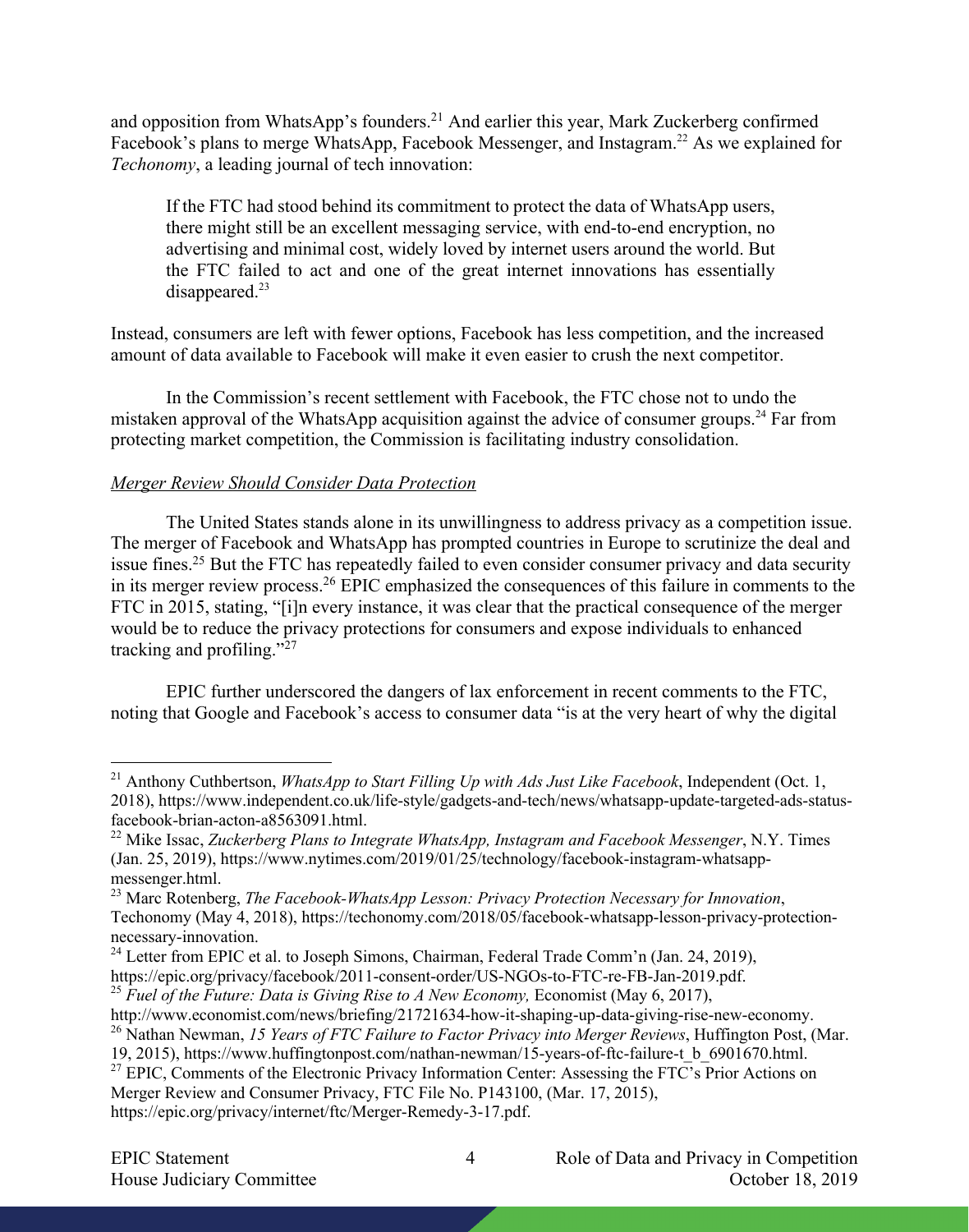and opposition from WhatsApp's founders.[21] And earlier this year, Mark Zuckerberg confirmed Facebook's plans to merge WhatsApp, Facebook Messenger, and Instagram.[22] As we explained for *Techonomy*, a leading journal of tech innovation:

> If the FTC had stood behind its commitment to protect the data of WhatsApp users, there might still be an excellent messaging service, with end-to-end encryption, no advertising and minimal cost, widely loved by internet users around the world. But the FTC failed to act and one of the great internet innovations has essentially disappeared.[23]

Instead, consumers are left with fewer options, Facebook has less competition, and the increased amount of data available to Facebook will make it even easier to crush the next competitor.

In the Commission's recent settlement with Facebook, the FTC chose not to undo the mistaken approval of the WhatsApp acquisition against the advice of consumer groups.[24] Far from protecting market competition, the Commission is facilitating industry consolidation.

*Merger Review Should Consider Data Protection*

The United States stands alone in its unwillingness to address privacy as a competition issue. The merger of Facebook and WhatsApp has prompted countries in Europe to scrutinize the deal and issue fines.[25] But the FTC has repeatedly failed to even consider consumer privacy and data security in its merger review process.[26] EPIC emphasized the consequences of this failure in comments to the FTC in 2015, stating, "[i]n every instance, it was clear that the practical consequence of the merger would be to reduce the privacy protections for consumers and expose individuals to enhanced tracking and profiling."[27]

EPIC further underscored the dangers of lax enforcement in recent comments to the FTC, noting that Google and Facebook's access to consumer data "is at the very heart of why the digital

---

[21] Anthony Cuthbertson, *WhatsApp to Start Filling Up with Ads Just Like Facebook*, Independent (Oct. 1, 2018), https://www.independent.co.uk/life-style/gadgets-and-tech/news/whatsapp-update-targeted-ads-status-facebook-brian-acton-a8563091.html.

[22] Mike Issac, *Zuckerberg Plans to Integrate WhatsApp, Instagram and Facebook Messenger*, N.Y. Times (Jan. 25, 2019), https://www.nytimes.com/2019/01/25/technology/facebook-instagram-whatsapp-messenger.html.

[23] Marc Rotenberg, *The Facebook-WhatsApp Lesson: Privacy Protection Necessary for Innovation*, Techonomy (May 4, 2018), https://techonomy.com/2018/05/facebook-whatsapp-lesson-privacy-protection-necessary-innovation.

[24] Letter from EPIC et al. to Joseph Simons, Chairman, Federal Trade Comm'n (Jan. 24, 2019), https://epic.org/privacy/facebook/2011-consent-order/US-NGOs-to-FTC-re-FB-Jan-2019.pdf.

[25] *Fuel of the Future: Data is Giving Rise to A New Economy,* Economist (May 6, 2017), http://www.economist.com/news/briefing/21721634-how-it-shaping-up-data-giving-rise-new-economy.

[26] Nathan Newman, *15 Years of FTC Failure to Factor Privacy into Merger Reviews*, Huffington Post, (Mar. 19, 2015), https://www.huffingtonpost.com/nathan-newman/15-years-of-ftc-failure-t_b_6901670.html.

[27] EPIC, Comments of the Electronic Privacy Information Center: Assessing the FTC's Prior Actions on Merger Review and Consumer Privacy, FTC File No. P143100, (Mar. 17, 2015), https://epic.org/privacy/internet/ftc/Merger-Remedy-3-17.pdf.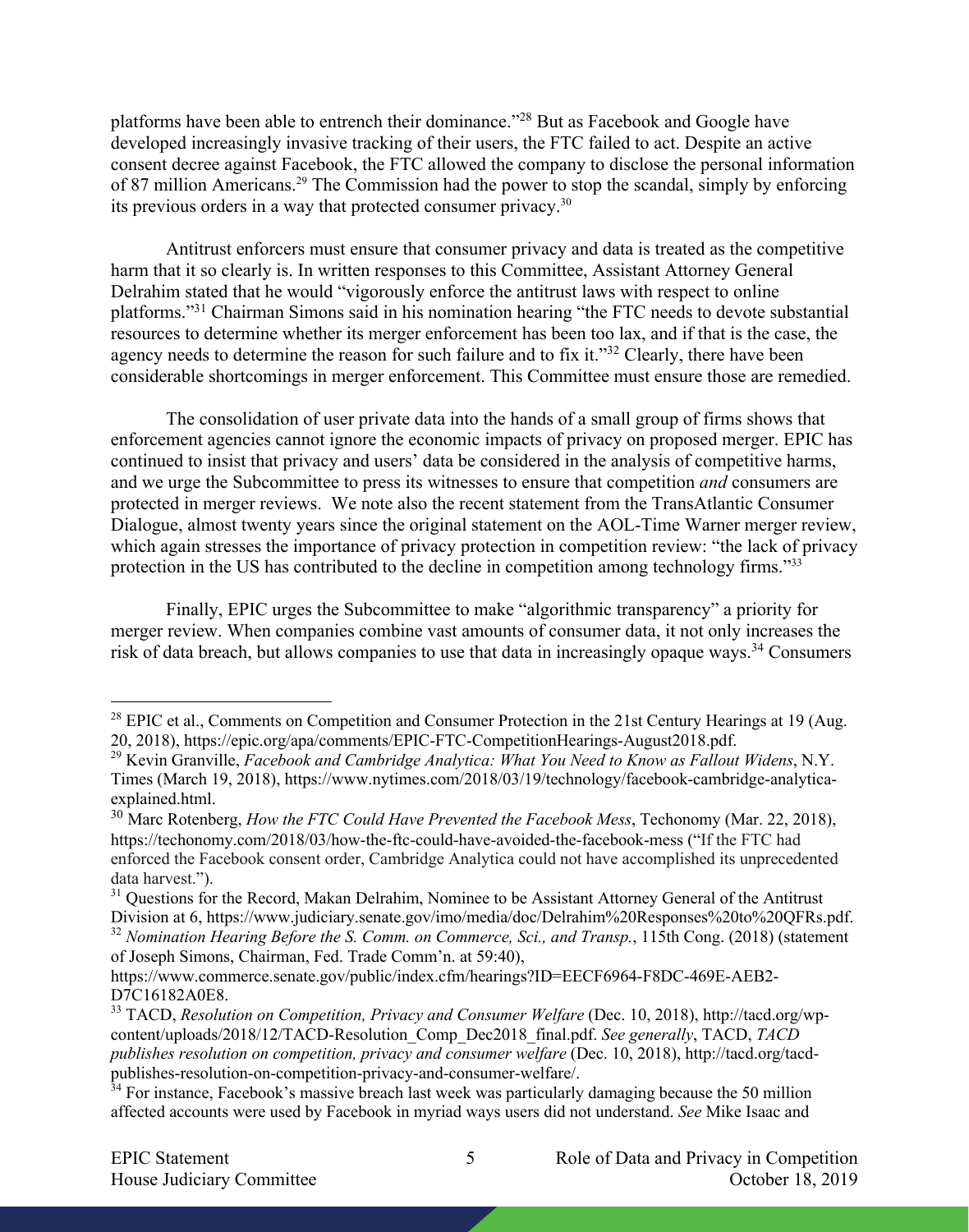platforms have been able to entrench their dominance."[28] But as Facebook and Google have developed increasingly invasive tracking of their users, the FTC failed to act. Despite an active consent decree against Facebook, the FTC allowed the company to disclose the personal information of 87 million Americans.[29] The Commission had the power to stop the scandal, simply by enforcing its previous orders in a way that protected consumer privacy.[30]

Antitrust enforcers must ensure that consumer privacy and data is treated as the competitive harm that it so clearly is. In written responses to this Committee, Assistant Attorney General Delrahim stated that he would "vigorously enforce the antitrust laws with respect to online platforms."[31] Chairman Simons said in his nomination hearing "the FTC needs to devote substantial resources to determine whether its merger enforcement has been too lax, and if that is the case, the agency needs to determine the reason for such failure and to fix it."[32] Clearly, there have been considerable shortcomings in merger enforcement. This Committee must ensure those are remedied.

The consolidation of user private data into the hands of a small group of firms shows that enforcement agencies cannot ignore the economic impacts of privacy on proposed merger. EPIC has continued to insist that privacy and users' data be considered in the analysis of competitive harms, and we urge the Subcommittee to press its witnesses to ensure that competition *and* consumers are protected in merger reviews. We note also the recent statement from the TransAtlantic Consumer Dialogue, almost twenty years since the original statement on the AOL-Time Warner merger review, which again stresses the importance of privacy protection in competition review: "the lack of privacy protection in the US has contributed to the decline in competition among technology firms."[33]

Finally, EPIC urges the Subcommittee to make "algorithmic transparency" a priority for merger review. When companies combine vast amounts of consumer data, it not only increases the risk of data breach, but allows companies to use that data in increasingly opaque ways.[34] Consumers

---

[28] EPIC et al., Comments on Competition and Consumer Protection in the 21st Century Hearings at 19 (Aug. 20, 2018), https://epic.org/apa/comments/EPIC-FTC-CompetitionHearings-August2018.pdf.

[29] Kevin Granville, *Facebook and Cambridge Analytica: What You Need to Know as Fallout Widens*, N.Y. Times (March 19, 2018), https://www.nytimes.com/2018/03/19/technology/facebook-cambridge-analytica-explained.html.

[30] Marc Rotenberg, *How the FTC Could Have Prevented the Facebook Mess*, Techonomy (Mar. 22, 2018), https://techonomy.com/2018/03/how-the-ftc-could-have-avoided-the-facebook-mess ("If the FTC had enforced the Facebook consent order, Cambridge Analytica could not have accomplished its unprecedented data harvest.").

[31] Questions for the Record, Makan Delrahim, Nominee to be Assistant Attorney General of the Antitrust Division at 6, https://www.judiciary.senate.gov/imo/media/doc/Delrahim%20Responses%20to%20QFRs.pdf.

[32] *Nomination Hearing Before the S. Comm. on Commerce, Sci., and Transp.*, 115th Cong. (2018) (statement of Joseph Simons, Chairman, Fed. Trade Comm'n. at 59:40), https://www.commerce.senate.gov/public/index.cfm/hearings?ID=EECF6964-F8DC-469E-AEB2-D7C16182A0E8.

[33] TACD, *Resolution on Competition, Privacy and Consumer Welfare* (Dec. 10, 2018), http://tacd.org/wp-content/uploads/2018/12/TACD-Resolution_Comp_Dec2018_final.pdf. *See generally*, TACD, *TACD publishes resolution on competition, privacy and consumer welfare* (Dec. 10, 2018), http://tacd.org/tacd-publishes-resolution-on-competition-privacy-and-consumer-welfare/.

[34] For instance, Facebook's massive breach last week was particularly damaging because the 50 million affected accounts were used by Facebook in myriad ways users did not understand. *See* Mike Isaac and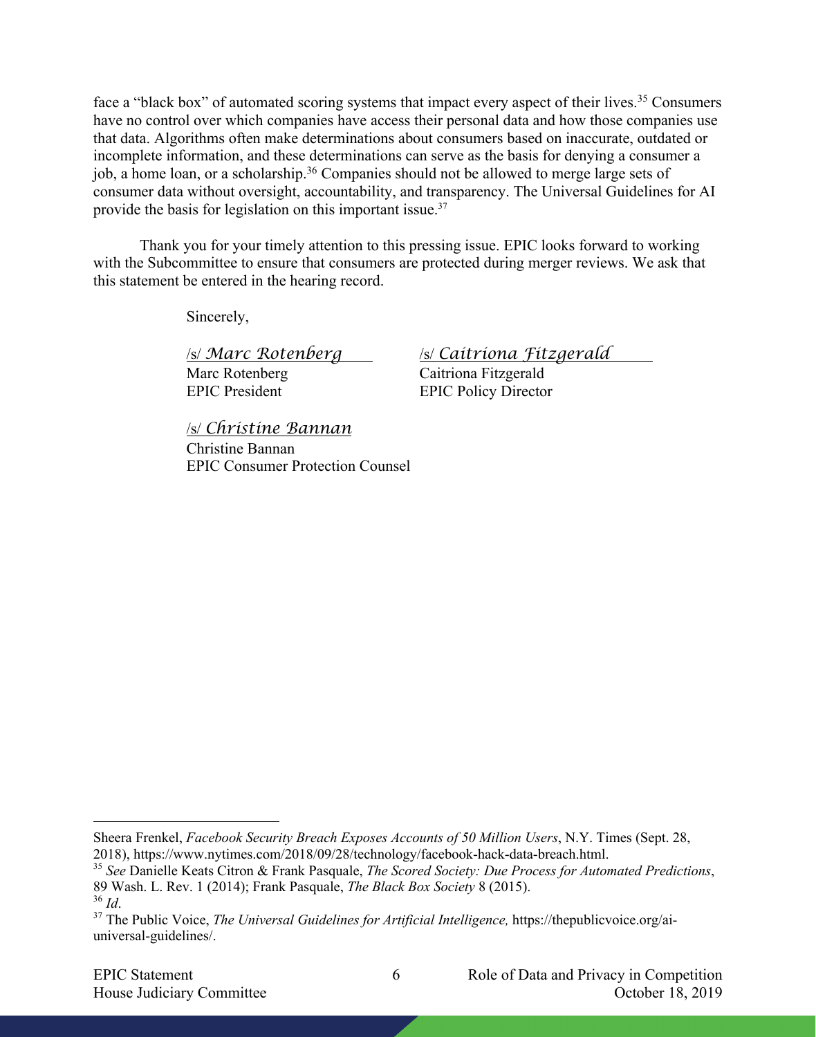face a "black box" of automated scoring systems that impact every aspect of their lives.[35] Consumers have no control over which companies have access their personal data and how those companies use that data. Algorithms often make determinations about consumers based on inaccurate, outdated or incomplete information, and these determinations can serve as the basis for denying a consumer a job, a home loan, or a scholarship.[36] Companies should not be allowed to merge large sets of consumer data without oversight, accountability, and transparency. The Universal Guidelines for AI provide the basis for legislation on this important issue.[37]

Thank you for your timely attention to this pressing issue. EPIC looks forward to working with the Subcommittee to ensure that consumers are protected during merger reviews. We ask that this statement be entered in the hearing record.

Sincerely,

/s/ *Marc Rotenberg*
Marc Rotenberg
EPIC President

/s/ *Caitriona Fitzgerald*
Caitriona Fitzgerald
EPIC Policy Director

/s/ *Christine Bannan*
Christine Bannan
EPIC Consumer Protection Counsel

---

Sheera Frenkel, *Facebook Security Breach Exposes Accounts of 50 Million Users*, N.Y. Times (Sept. 28, 2018), https://www.nytimes.com/2018/09/28/technology/facebook-hack-data-breach.html.

[35] *See* Danielle Keats Citron & Frank Pasquale, *The Scored Society: Due Process for Automated Predictions*, 89 Wash. L. Rev. 1 (2014); Frank Pasquale, *The Black Box Society* 8 (2015).

[36] *Id*.

[37] The Public Voice, *The Universal Guidelines for Artificial Intelligence,* https://thepublicvoice.org/ai-universal-guidelines/.